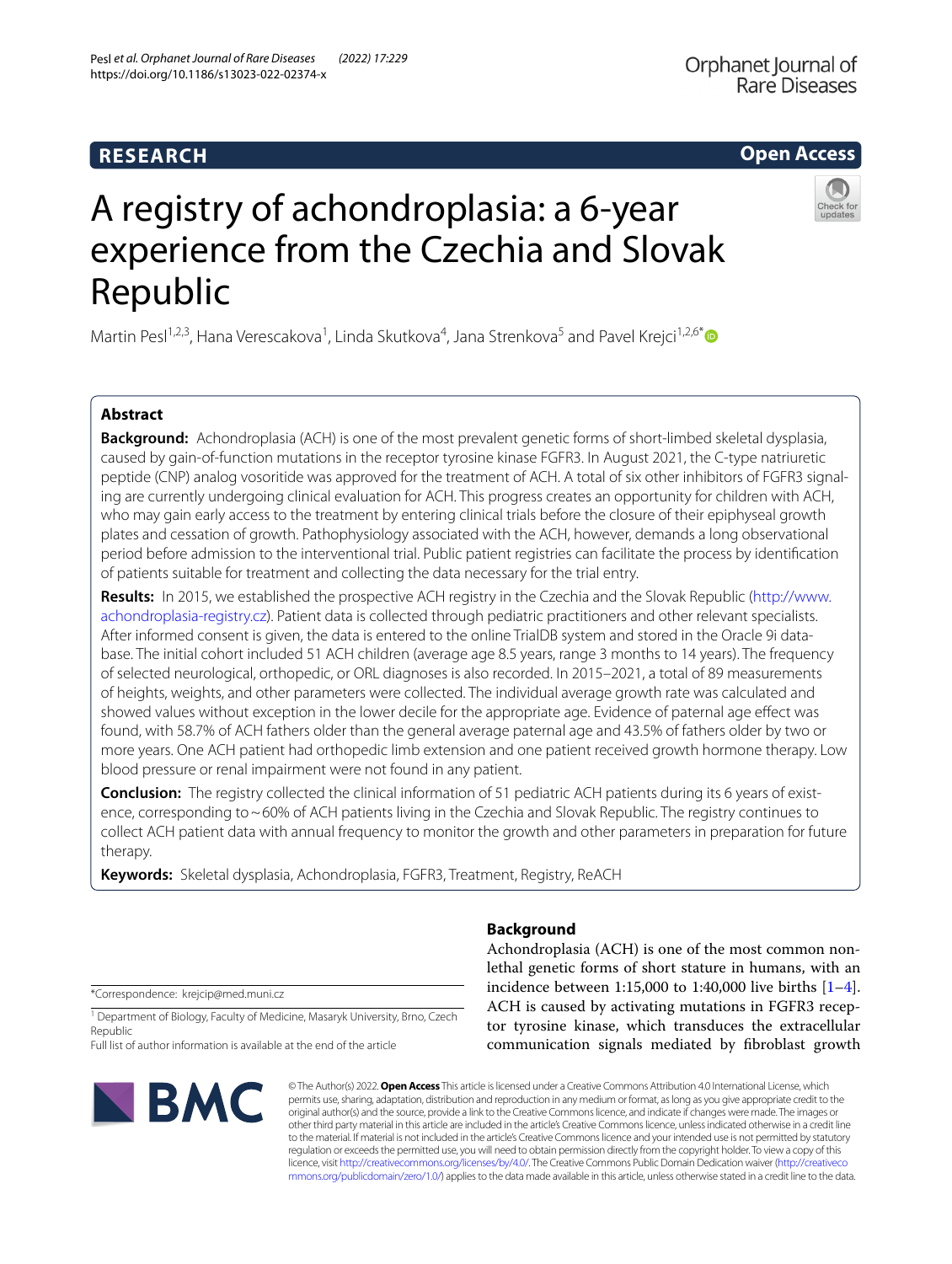RESEARCH

Open Access

# A registry of achondroplasia: a 6-year experience from the Czechia and Slovak Republic

Martin Pesl[1,2,3], Hana Verescakova[1], Linda Skutkova[4], Jana Strenkova[5] and Pavel Krejci[1,2,6*]

## Abstract

**Background:** Achondroplasia (ACH) is one of the most prevalent genetic forms of short-limbed skeletal dysplasia, caused by gain-of-function mutations in the receptor tyrosine kinase FGFR3. In August 2021, the C-type natriuretic peptide (CNP) analog vosoritide was approved for the treatment of ACH. A total of six other inhibitors of FGFR3 signaling are currently undergoing clinical evaluation for ACH. This progress creates an opportunity for children with ACH, who may gain early access to the treatment by entering clinical trials before the closure of their epiphyseal growth plates and cessation of growth. Pathophysiology associated with the ACH, however, demands a long observational period before admission to the interventional trial. Public patient registries can facilitate the process by identification of patients suitable for treatment and collecting the data necessary for the trial entry.

**Results:** In 2015, we established the prospective ACH registry in the Czechia and the Slovak Republic (http://www.achondroplasia-registry.cz). Patient data is collected through pediatric practitioners and other relevant specialists. After informed consent is given, the data is entered to the online TrialDB system and stored in the Oracle 9i database. The initial cohort included 51 ACH children (average age 8.5 years, range 3 months to 14 years). The frequency of selected neurological, orthopedic, or ORL diagnoses is also recorded. In 2015–2021, a total of 89 measurements of heights, weights, and other parameters were collected. The individual average growth rate was calculated and showed values without exception in the lower decile for the appropriate age. Evidence of paternal age effect was found, with 58.7% of ACH fathers older than the general average paternal age and 43.5% of fathers older by two or more years. One ACH patient had orthopedic limb extension and one patient received growth hormone therapy. Low blood pressure or renal impairment were not found in any patient.

**Conclusion:** The registry collected the clinical information of 51 pediatric ACH patients during its 6 years of existence, corresponding to ~60% of ACH patients living in the Czechia and Slovak Republic. The registry continues to collect ACH patient data with annual frequency to monitor the growth and other parameters in preparation for future therapy.

**Keywords:** Skeletal dysplasia, Achondroplasia, FGFR3, Treatment, Registry, ReACH

## Background

Achondroplasia (ACH) is one of the most common non-lethal genetic forms of short stature in humans, with an incidence between 1:15,000 to 1:40,000 live births [1–4]. ACH is caused by activating mutations in FGFR3 receptor tyrosine kinase, which transduces the extracellular communication signals mediated by fibroblast growth

*Correspondence: krejcip@med.muni.cz

[1] Department of Biology, Faculty of Medicine, Masaryk University, Brno, Czech Republic

Full list of author information is available at the end of the article

© The Author(s) 2022. **Open Access** This article is licensed under a Creative Commons Attribution 4.0 International License, which permits use, sharing, adaptation, distribution and reproduction in any medium or format, as long as you give appropriate credit to the original author(s) and the source, provide a link to the Creative Commons licence, and indicate if changes were made. The images or other third party material in this article are included in the article's Creative Commons licence, unless indicated otherwise in a credit line to the material. If material is not included in the article's Creative Commons licence and your intended use is not permitted by statutory regulation or exceeds the permitted use, you will need to obtain permission directly from the copyright holder. To view a copy of this licence, visit http://creativecommons.org/licenses/by/4.0/. The Creative Commons Public Domain Dedication waiver (http://creativecommons.org/publicdomain/zero/1.0/) applies to the data made available in this article, unless otherwise stated in a credit line to the data.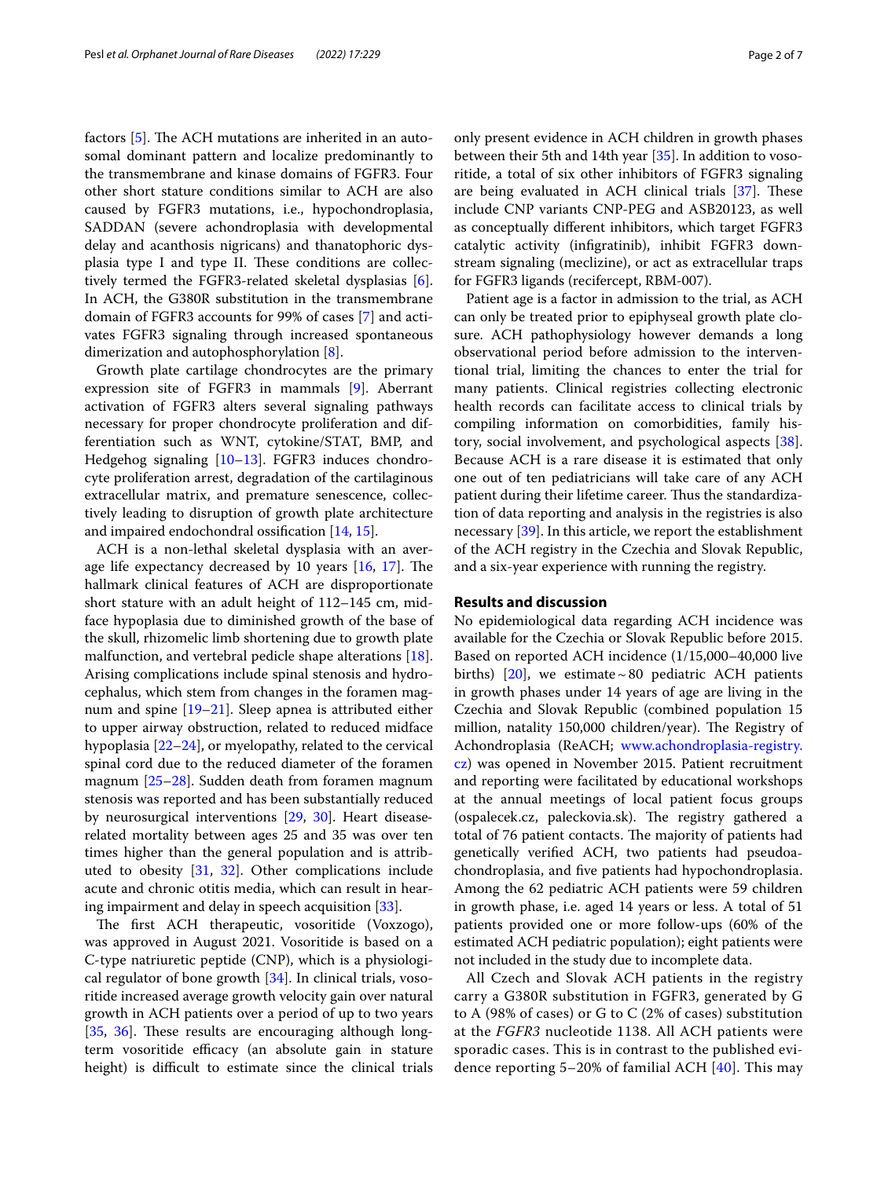factors [5]. The ACH mutations are inherited in an autosomal dominant pattern and localize predominantly to the transmembrane and kinase domains of FGFR3. Four other short stature conditions similar to ACH are also caused by FGFR3 mutations, i.e., hypochondroplasia, SADDAN (severe achondroplasia with developmental delay and acanthosis nigricans) and thanatophoric dysplasia type I and type II. These conditions are collectively termed the FGFR3-related skeletal dysplasias [6]. In ACH, the G380R substitution in the transmembrane domain of FGFR3 accounts for 99% of cases [7] and activates FGFR3 signaling through increased spontaneous dimerization and autophosphorylation [8].

Growth plate cartilage chondrocytes are the primary expression site of FGFR3 in mammals [9]. Aberrant activation of FGFR3 alters several signaling pathways necessary for proper chondrocyte proliferation and differentiation such as WNT, cytokine/STAT, BMP, and Hedgehog signaling [10–13]. FGFR3 induces chondrocyte proliferation arrest, degradation of the cartilaginous extracellular matrix, and premature senescence, collectively leading to disruption of growth plate architecture and impaired endochondral ossification [14, 15].

ACH is a non-lethal skeletal dysplasia with an average life expectancy decreased by 10 years [16, 17]. The hallmark clinical features of ACH are disproportionate short stature with an adult height of 112–145 cm, midface hypoplasia due to diminished growth of the base of the skull, rhizomelic limb shortening due to growth plate malfunction, and vertebral pedicle shape alterations [18]. Arising complications include spinal stenosis and hydrocephalus, which stem from changes in the foramen magnum and spine [19–21]. Sleep apnea is attributed either to upper airway obstruction, related to reduced midface hypoplasia [22–24], or myelopathy, related to the cervical spinal cord due to the reduced diameter of the foramen magnum [25–28]. Sudden death from foramen magnum stenosis was reported and has been substantially reduced by neurosurgical interventions [29, 30]. Heart disease-related mortality between ages 25 and 35 was over ten times higher than the general population and is attributed to obesity [31, 32]. Other complications include acute and chronic otitis media, which can result in hearing impairment and delay in speech acquisition [33].

The first ACH therapeutic, vosoritide (Voxzogo), was approved in August 2021. Vosoritide is based on a C-type natriuretic peptide (CNP), which is a physiological regulator of bone growth [34]. In clinical trials, vosoritide increased average growth velocity gain over natural growth in ACH patients over a period of up to two years [35, 36]. These results are encouraging although long-term vosoritide efficacy (an absolute gain in stature height) is difficult to estimate since the clinical trials only present evidence in ACH children in growth phases between their 5th and 14th year [35]. In addition to vosoritide, a total of six other inhibitors of FGFR3 signaling are being evaluated in ACH clinical trials [37]. These include CNP variants CNP-PEG and ASB20123, as well as conceptually different inhibitors, which target FGFR3 catalytic activity (infigratinib), inhibit FGFR3 downstream signaling (meclizine), or act as extracellular traps for FGFR3 ligands (recifercept, RBM-007).

Patient age is a factor in admission to the trial, as ACH can only be treated prior to epiphyseal growth plate closure. ACH pathophysiology however demands a long observational period before admission to the interventional trial, limiting the chances to enter the trial for many patients. Clinical registries collecting electronic health records can facilitate access to clinical trials by compiling information on comorbidities, family history, social involvement, and psychological aspects [38]. Because ACH is a rare disease it is estimated that only one out of ten pediatricians will take care of any ACH patient during their lifetime career. Thus the standardization of data reporting and analysis in the registries is also necessary [39]. In this article, we report the establishment of the ACH registry in the Czechia and Slovak Republic, and a six-year experience with running the registry.

## Results and discussion

No epidemiological data regarding ACH incidence was available for the Czechia or Slovak Republic before 2015. Based on reported ACH incidence (1/15,000–40,000 live births) [20], we estimate ~80 pediatric ACH patients in growth phases under 14 years of age are living in the Czechia and Slovak Republic (combined population 15 million, natality 150,000 children/year). The Registry of Achondroplasia (ReACH; www.achondroplasia-registry.cz) was opened in November 2015. Patient recruitment and reporting were facilitated by educational workshops at the annual meetings of local patient focus groups (ospalecek.cz, paleckovia.sk). The registry gathered a total of 76 patient contacts. The majority of patients had genetically verified ACH, two patients had pseudoachondroplasia, and five patients had hypochondroplasia. Among the 62 pediatric ACH patients were 59 children in growth phase, i.e. aged 14 years or less. A total of 51 patients provided one or more follow-ups (60% of the estimated ACH pediatric population); eight patients were not included in the study due to incomplete data.

All Czech and Slovak ACH patients in the registry carry a G380R substitution in FGFR3, generated by G to A (98% of cases) or G to C (2% of cases) substitution at the *FGFR3* nucleotide 1138. All ACH patients were sporadic cases. This is in contrast to the published evidence reporting 5–20% of familial ACH [40]. This may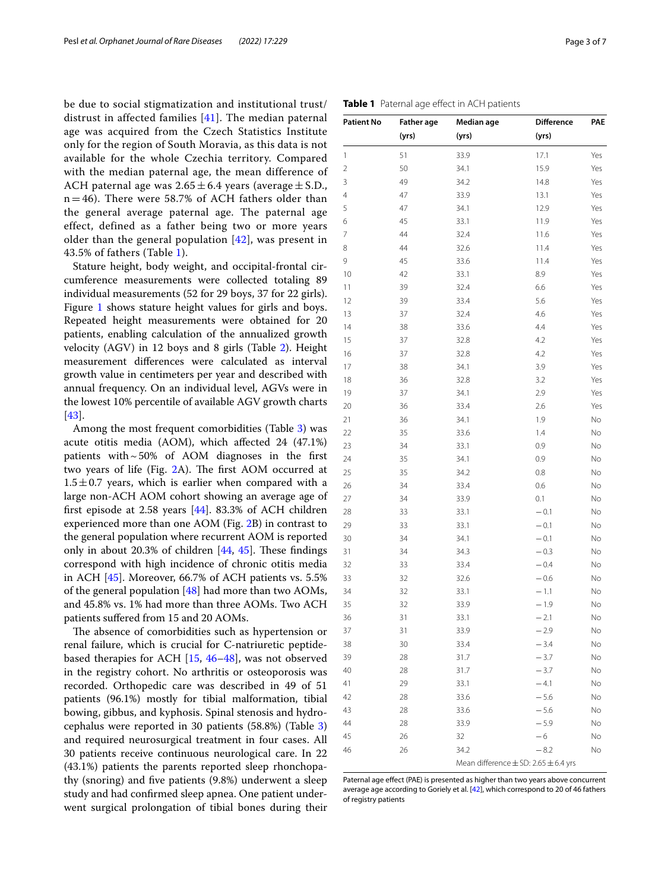be due to social stigmatization and institutional trust/distrust in affected families [41]. The median paternal age was acquired from the Czech Statistics Institute only for the region of South Moravia, as this data is not available for the whole Czechia territory. Compared with the median paternal age, the mean difference of ACH paternal age was 2.65 ± 6.4 years (average ± S.D., n = 46). There were 58.7% of ACH fathers older than the general average paternal age. The paternal age effect, defined as a father being two or more years older than the general population [42], was present in 43.5% of fathers (Table 1).

Stature height, body weight, and occipital-frontal circumference measurements were collected totaling 89 individual measurements (52 for 29 boys, 37 for 22 girls). Figure 1 shows stature height values for girls and boys. Repeated height measurements were obtained for 20 patients, enabling calculation of the annualized growth velocity (AGV) in 12 boys and 8 girls (Table 2). Height measurement differences were calculated as interval growth value in centimeters per year and described with annual frequency. On an individual level, AGVs were in the lowest 10% percentile of available AGV growth charts [43].

Among the most frequent comorbidities (Table 3) was acute otitis media (AOM), which affected 24 (47.1%) patients with ~ 50% of AOM diagnoses in the first two years of life (Fig. 2A). The first AOM occurred at 1.5 ± 0.7 years, which is earlier when compared with a large non-ACH AOM cohort showing an average age of first episode at 2.58 years [44]. 83.3% of ACH children experienced more than one AOM (Fig. 2B) in contrast to the general population where recurrent AOM is reported only in about 20.3% of children [44, 45]. These findings correspond with high incidence of chronic otitis media in ACH [45]. Moreover, 66.7% of ACH patients vs. 5.5% of the general population [48] had more than two AOMs, and 45.8% vs. 1% had more than three AOMs. Two ACH patients suffered from 15 and 20 AOMs.

The absence of comorbidities such as hypertension or renal failure, which is crucial for C-natriuretic peptide-based therapies for ACH [15, 46–48], was not observed in the registry cohort. No arthritis or osteoporosis was recorded. Orthopedic care was described in 49 of 51 patients (96.1%) mostly for tibial malformation, tibial bowing, gibbus, and kyphosis. Spinal stenosis and hydrocephalus were reported in 30 patients (58.8%) (Table 3) and required neurosurgical treatment in four cases. All 30 patients receive continuous neurological care. In 22 (43.1%) patients the parents reported sleep rhonchopathy (snoring) and five patients (9.8%) underwent a sleep study and had confirmed sleep apnea. One patient underwent surgical prolongation of tibial bones during their

**Table 1** Paternal age effect in ACH patients

| Patient No | Father age (yrs) | Median age (yrs) | Difference (yrs) | PAE |
|---|---|---|---|---|
| 1 | 51 | 33.9 | 17.1 | Yes |
| 2 | 50 | 34.1 | 15.9 | Yes |
| 3 | 49 | 34.2 | 14.8 | Yes |
| 4 | 47 | 33.9 | 13.1 | Yes |
| 5 | 47 | 34.1 | 12.9 | Yes |
| 6 | 45 | 33.1 | 11.9 | Yes |
| 7 | 44 | 32.4 | 11.6 | Yes |
| 8 | 44 | 32.6 | 11.4 | Yes |
| 9 | 45 | 33.6 | 11.4 | Yes |
| 10 | 42 | 33.1 | 8.9 | Yes |
| 11 | 39 | 32.4 | 6.6 | Yes |
| 12 | 39 | 33.4 | 5.6 | Yes |
| 13 | 37 | 32.4 | 4.6 | Yes |
| 14 | 38 | 33.6 | 4.4 | Yes |
| 15 | 37 | 32.8 | 4.2 | Yes |
| 16 | 37 | 32.8 | 4.2 | Yes |
| 17 | 38 | 34.1 | 3.9 | Yes |
| 18 | 36 | 32.8 | 3.2 | Yes |
| 19 | 37 | 34.1 | 2.9 | Yes |
| 20 | 36 | 33.4 | 2.6 | Yes |
| 21 | 36 | 34.1 | 1.9 | No |
| 22 | 35 | 33.6 | 1.4 | No |
| 23 | 34 | 33.1 | 0.9 | No |
| 24 | 35 | 34.1 | 0.9 | No |
| 25 | 35 | 34.2 | 0.8 | No |
| 26 | 34 | 33.4 | 0.6 | No |
| 27 | 34 | 33.9 | 0.1 | No |
| 28 | 33 | 33.1 | −0.1 | No |
| 29 | 33 | 33.1 | −0.1 | No |
| 30 | 34 | 34.1 | −0.1 | No |
| 31 | 34 | 34.3 | −0.3 | No |
| 32 | 33 | 33.4 | −0.4 | No |
| 33 | 32 | 32.6 | −0.6 | No |
| 34 | 32 | 33.1 | −1.1 | No |
| 35 | 32 | 33.9 | −1.9 | No |
| 36 | 31 | 33.1 | −2.1 | No |
| 37 | 31 | 33.9 | −2.9 | No |
| 38 | 30 | 33.4 | −3.4 | No |
| 39 | 28 | 31.7 | −3.7 | No |
| 40 | 28 | 31.7 | −3.7 | No |
| 41 | 29 | 33.1 | −4.1 | No |
| 42 | 28 | 33.6 | −5.6 | No |
| 43 | 28 | 33.6 | −5.6 | No |
| 44 | 28 | 33.9 | −5.9 | No |
| 45 | 26 | 32 | −6 | No |
| 46 | 26 | 34.2 | −8.2 | No |
| | | Mean difference ± SD: 2.65 ± 6.4 yrs | | |

Paternal age effect (PAE) is presented as higher than two years above concurrent average age according to Goriely et al. [42], which correspond to 20 of 46 fathers of registry patients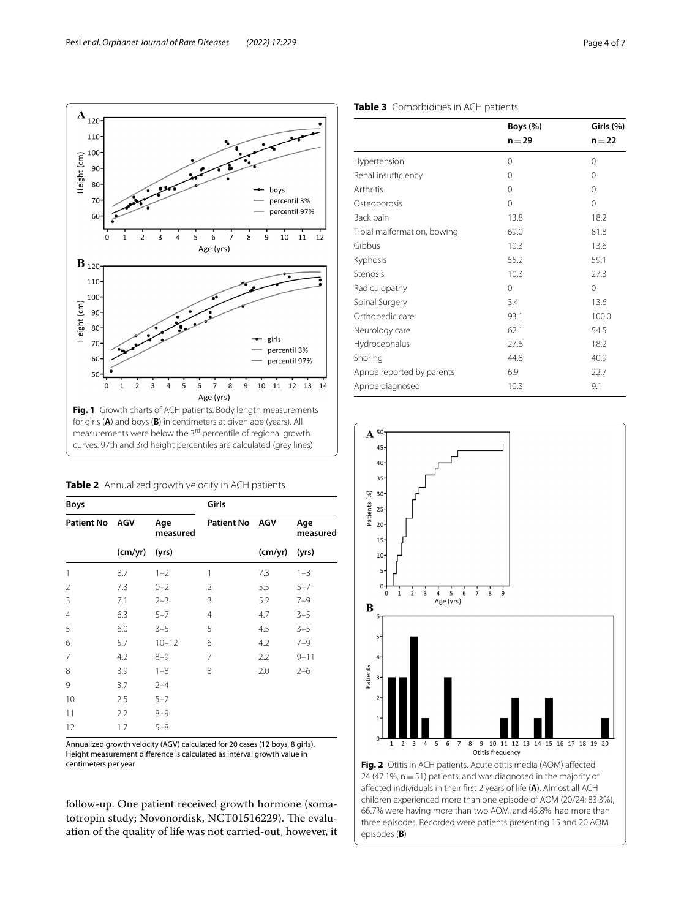**Fig. 1** Growth charts of ACH patients. Body length measurements for girls (**A**) and boys (**B**) in centimeters at given age (years). All measurements were below the 3[rd] percentile of regional growth curves. 97th and 3rd height percentiles are calculated (grey lines)

**Table 2** Annualized growth velocity in ACH patients

| Boys | | | Girls | | |
|---|---|---|---|---|---|
| Patient No | AGV | Age measured | Patient No | AGV | Age measured |
| | (cm/yr) | (yrs) | | (cm/yr) | (yrs) |
| 1 | 8.7 | 1–2 | 1 | 7.3 | 1–3 |
| 2 | 7.3 | 0–2 | 2 | 5.5 | 5–7 |
| 3 | 7.1 | 2–3 | 3 | 5.2 | 7–9 |
| 4 | 6.3 | 5–7 | 4 | 4.7 | 3–5 |
| 5 | 6.0 | 3–5 | 5 | 4.5 | 3–5 |
| 6 | 5.7 | 10–12 | 6 | 4.2 | 7–9 |
| 7 | 4.2 | 8–9 | 7 | 2.2 | 9–11 |
| 8 | 3.9 | 1–8 | 8 | 2.0 | 2–6 |
| 9 | 3.7 | 2–4 | | | |
| 10 | 2.5 | 5–7 | | | |
| 11 | 2.2 | 8–9 | | | |
| 12 | 1.7 | 5–8 | | | |

Annualized growth velocity (AGV) calculated for 20 cases (12 boys, 8 girls). Height measurement difference is calculated as interval growth value in centimeters per year

follow-up. One patient received growth hormone (somatotropin study; Novonordisk, NCT01516229). The evaluation of the quality of life was not carried-out, however, it

**Table 3** Comorbidities in ACH patients

| | Boys (%) $n=29$ | Girls (%) $n=22$ |
|---|---|---|
| Hypertension | 0 | 0 |
| Renal insufficiency | 0 | 0 |
| Arthritis | 0 | 0 |
| Osteoporosis | 0 | 0 |
| Back pain | 13.8 | 18.2 |
| Tibial malformation, bowing | 69.0 | 81.8 |
| Gibbus | 10.3 | 13.6 |
| Kyphosis | 55.2 | 59.1 |
| Stenosis | 10.3 | 27.3 |
| Radiculopathy | 0 | 0 |
| Spinal Surgery | 3.4 | 13.6 |
| Orthopedic care | 93.1 | 100.0 |
| Neurology care | 62.1 | 54.5 |
| Hydrocephalus | 27.6 | 18.2 |
| Snoring | 44.8 | 40.9 |
| Apnoe reported by parents | 6.9 | 22.7 |
| Apnoe diagnosed | 10.3 | 9.1 |

**Fig. 2** Otitis in ACH patients. Acute otitis media (AOM) affected 24 (47.1%, $n=51$) patients, and was diagnosed in the majority of affected individuals in their first 2 years of life (**A**). Almost all ACH children experienced more than one episode of AOM (20/24; 83.3%), 66.7% were having more than two AOM, and 45.8%. had more than three episodes. Recorded were patients presenting 15 and 20 AOM episodes (**B**)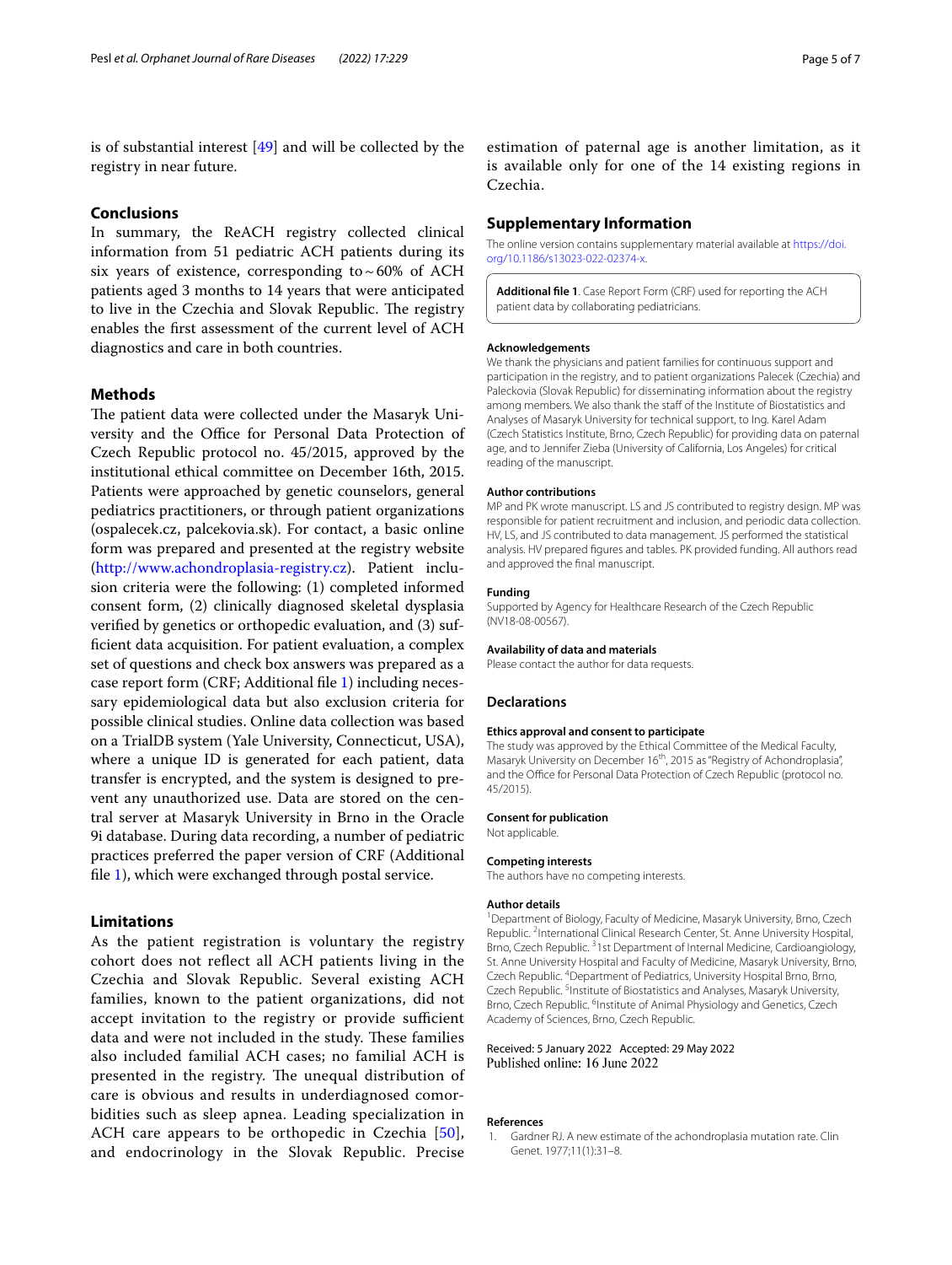is of substantial interest [49] and will be collected by the registry in near future.

## Conclusions

In summary, the ReACH registry collected clinical information from 51 pediatric ACH patients during its six years of existence, corresponding to ~60% of ACH patients aged 3 months to 14 years that were anticipated to live in the Czechia and Slovak Republic. The registry enables the first assessment of the current level of ACH diagnostics and care in both countries.

## Methods

The patient data were collected under the Masaryk University and the Office for Personal Data Protection of Czech Republic protocol no. 45/2015, approved by the institutional ethical committee on December 16th, 2015. Patients were approached by genetic counselors, general pediatrics practitioners, or through patient organizations (ospalecek.cz, palcekovia.sk). For contact, a basic online form was prepared and presented at the registry website (http://www.achondroplasia-registry.cz). Patient inclusion criteria were the following: (1) completed informed consent form, (2) clinically diagnosed skeletal dysplasia verified by genetics or orthopedic evaluation, and (3) sufficient data acquisition. For patient evaluation, a complex set of questions and check box answers was prepared as a case report form (CRF; Additional file 1) including necessary epidemiological data but also exclusion criteria for possible clinical studies. Online data collection was based on a TrialDB system (Yale University, Connecticut, USA), where a unique ID is generated for each patient, data transfer is encrypted, and the system is designed to prevent any unauthorized use. Data are stored on the central server at Masaryk University in Brno in the Oracle 9i database. During data recording, a number of pediatric practices preferred the paper version of CRF (Additional file 1), which were exchanged through postal service.

## Limitations

As the patient registration is voluntary the registry cohort does not reflect all ACH patients living in the Czechia and Slovak Republic. Several existing ACH families, known to the patient organizations, did not accept invitation to the registry or provide sufficient data and were not included in the study. These families also included familial ACH cases; no familial ACH is presented in the registry. The unequal distribution of care is obvious and results in underdiagnosed comorbidities such as sleep apnea. Leading specialization in ACH care appears to be orthopedic in Czechia [50], and endocrinology in the Slovak Republic. Precise estimation of paternal age is another limitation, as it is available only for one of the 14 existing regions in Czechia.

## Supplementary Information

The online version contains supplementary material available at https://doi.org/10.1186/s13023-022-02374-x.

**Additional file 1**. Case Report Form (CRF) used for reporting the ACH patient data by collaborating pediatricians.

### Acknowledgements

We thank the physicians and patient families for continuous support and participation in the registry, and to patient organizations Palecek (Czechia) and Paleckovia (Slovak Republic) for disseminating information about the registry among members. We also thank the staff of the Institute of Biostatistics and Analyses of Masaryk University for technical support, to Ing. Karel Adam (Czech Statistics Institute, Brno, Czech Republic) for providing data on paternal age, and to Jennifer Zieba (University of California, Los Angeles) for critical reading of the manuscript.

### Author contributions

MP and PK wrote manuscript. LS and JS contributed to registry design. MP was responsible for patient recruitment and inclusion, and periodic data collection. HV, LS, and JS contributed to data management. JS performed the statistical analysis. HV prepared figures and tables. PK provided funding. All authors read and approved the final manuscript.

### Funding

Supported by Agency for Healthcare Research of the Czech Republic (NV18-08-00567).

### Availability of data and materials

Please contact the author for data requests.

## Declarations

### Ethics approval and consent to participate

The study was approved by the Ethical Committee of the Medical Faculty, Masaryk University on December 16th, 2015 as "Registry of Achondroplasia", and the Office for Personal Data Protection of Czech Republic (protocol no. 45/2015).

### Consent for publication

Not applicable.

### Competing interests

The authors have no competing interests.

### Author details

[1] Department of Biology, Faculty of Medicine, Masaryk University, Brno, Czech Republic. [2] International Clinical Research Center, St. Anne University Hospital, Brno, Czech Republic. [3] 1st Department of Internal Medicine, Cardioangiology, St. Anne University Hospital and Faculty of Medicine, Masaryk University, Brno, Czech Republic. [4] Department of Pediatrics, University Hospital Brno, Brno, Czech Republic. [5] Institute of Biostatistics and Analyses, Masaryk University, Brno, Czech Republic. [6] Institute of Animal Physiology and Genetics, Czech Academy of Sciences, Brno, Czech Republic.

Received: 5 January 2022 Accepted: 29 May 2022
Published online: 16 June 2022

### References

1. Gardner RJ. A new estimate of the achondroplasia mutation rate. Clin Genet. 1977;11(1):31–8.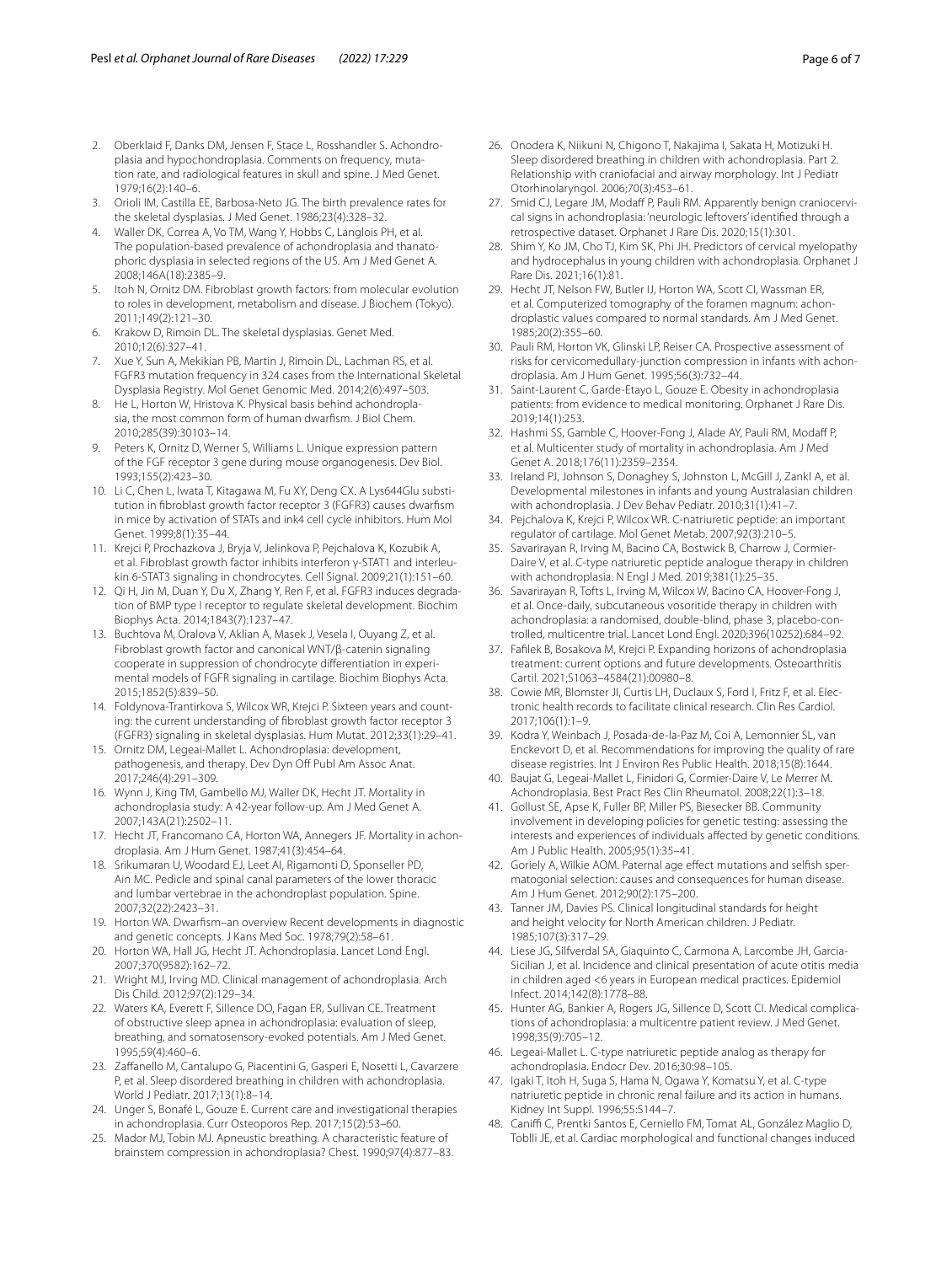2. Oberklaid F, Danks DM, Jensen F, Stace L, Rosshandler S. Achondroplasia and hypochondroplasia. Comments on frequency, mutation rate, and radiological features in skull and spine. J Med Genet. 1979;16(2):140–6.
3. Orioli IM, Castilla EE, Barbosa-Neto JG. The birth prevalence rates for the skeletal dysplasias. J Med Genet. 1986;23(4):328–32.
4. Waller DK, Correa A, Vo TM, Wang Y, Hobbs C, Langlois PH, et al. The population-based prevalence of achondroplasia and thanatophoric dysplasia in selected regions of the US. Am J Med Genet A. 2008;146A(18):2385–9.
5. Itoh N, Ornitz DM. Fibroblast growth factors: from molecular evolution to roles in development, metabolism and disease. J Biochem (Tokyo). 2011;149(2):121–30.
6. Krakow D, Rimoin DL. The skeletal dysplasias. Genet Med. 2010;12(6):327–41.
7. Xue Y, Sun A, Mekikian PB, Martin J, Rimoin DL, Lachman RS, et al. FGFR3 mutation frequency in 324 cases from the International Skeletal Dysplasia Registry. Mol Genet Genomic Med. 2014;2(6):497–503.
8. He L, Horton W, Hristova K. Physical basis behind achondroplasia, the most common form of human dwarfism. J Biol Chem. 2010;285(39):30103–14.
9. Peters K, Ornitz D, Werner S, Williams L. Unique expression pattern of the FGF receptor 3 gene during mouse organogenesis. Dev Biol. 1993;155(2):423–30.
10. Li C, Chen L, Iwata T, Kitagawa M, Fu XY, Deng CX. A Lys644Glu substitution in fibroblast growth factor receptor 3 (FGFR3) causes dwarfism in mice by activation of STATs and ink4 cell cycle inhibitors. Hum Mol Genet. 1999;8(1):35–44.
11. Krejci P, Prochazkova J, Bryja V, Jelinkova P, Pejchalova K, Kozubik A, et al. Fibroblast growth factor inhibits interferon γ-STAT1 and interleukin 6-STAT3 signaling in chondrocytes. Cell Signal. 2009;21(1):151–60.
12. Qi H, Jin M, Duan Y, Du X, Zhang Y, Ren F, et al. FGFR3 induces degradation of BMP type I receptor to regulate skeletal development. Biochim Biophys Acta. 2014;1843(7):1237–47.
13. Buchtova M, Oralova V, Aklian A, Masek J, Vesela I, Ouyang Z, et al. Fibroblast growth factor and canonical WNT/β-catenin signaling cooperate in suppression of chondrocyte differentiation in experimental models of FGFR signaling in cartilage. Biochim Biophys Acta. 2015;1852(5):839–50.
14. Foldynova-Trantirkova S, Wilcox WR, Krejci P. Sixteen years and counting: the current understanding of fibroblast growth factor receptor 3 (FGFR3) signaling in skeletal dysplasias. Hum Mutat. 2012;33(1):29–41.
15. Ornitz DM, Legeai-Mallet L. Achondroplasia: development, pathogenesis, and therapy. Dev Dyn Off Publ Am Assoc Anat. 2017;246(4):291–309.
16. Wynn J, King TM, Gambello MJ, Waller DK, Hecht JT. Mortality in achondroplasia study: A 42-year follow-up. Am J Med Genet A. 2007;143A(21):2502–11.
17. Hecht JT, Francomano CA, Horton WA, Annegers JF. Mortality in achondroplasia. Am J Hum Genet. 1987;41(3):454–64.
18. Srikumaran U, Woodard EJ, Leet AI, Rigamonti D, Sponseller PD, Ain MC. Pedicle and spinal canal parameters of the lower thoracic and lumbar vertebrae in the achondroplast population. Spine. 2007;32(22):2423–31.
19. Horton WA. Dwarfism–an overview Recent developments in diagnostic and genetic concepts. J Kans Med Soc. 1978;79(2):58–61.
20. Horton WA, Hall JG, Hecht JT. Achondroplasia. Lancet Lond Engl. 2007;370(9582):162–72.
21. Wright MJ, Irving MD. Clinical management of achondroplasia. Arch Dis Child. 2012;97(2):129–34.
22. Waters KA, Everett F, Sillence DO, Fagan ER, Sullivan CE. Treatment of obstructive sleep apnea in achondroplasia: evaluation of sleep, breathing, and somatosensory-evoked potentials. Am J Med Genet. 1995;59(4):460–6.
23. Zaffanello M, Cantalupo G, Piacentini G, Gasperi E, Nosetti L, Cavarzere P, et al. Sleep disordered breathing in children with achondroplasia. World J Pediatr. 2017;13(1):8–14.
24. Unger S, Bonafé L, Gouze E. Current care and investigational therapies in achondroplasia. Curr Osteoporos Rep. 2017;15(2):53–60.
25. Mador MJ, Tobin MJ. Apneustic breathing. A characteristic feature of brainstem compression in achondroplasia? Chest. 1990;97(4):877–83.
26. Onodera K, Niikuni N, Chigono T, Nakajima I, Sakata H, Motizuki H. Sleep disordered breathing in children with achondroplasia. Part 2. Relationship with craniofacial and airway morphology. Int J Pediatr Otorhinolaryngol. 2006;70(3):453–61.
27. Smid CJ, Legare JM, Modaff P, Pauli RM. Apparently benign craniocervical signs in achondroplasia: 'neurologic leftovers' identified through a retrospective dataset. Orphanet J Rare Dis. 2020;15(1):301.
28. Shim Y, Ko JM, Cho TJ, Kim SK, Phi JH. Predictors of cervical myelopathy and hydrocephalus in young children with achondroplasia. Orphanet J Rare Dis. 2021;16(1):81.
29. Hecht JT, Nelson FW, Butler IJ, Horton WA, Scott CI, Wassman ER, et al. Computerized tomography of the foramen magnum: achondroplastic values compared to normal standards. Am J Med Genet. 1985;20(2):355–60.
30. Pauli RM, Horton VK, Glinski LP, Reiser CA. Prospective assessment of risks for cervicomedullary-junction compression in infants with achondroplasia. Am J Hum Genet. 1995;56(3):732–44.
31. Saint-Laurent C, Garde-Etayo L, Gouze E. Obesity in achondroplasia patients: from evidence to medical monitoring. Orphanet J Rare Dis. 2019;14(1):253.
32. Hashmi SS, Gamble C, Hoover-Fong J, Alade AY, Pauli RM, Modaff P, et al. Multicenter study of mortality in achondroplasia. Am J Med Genet A. 2018;176(11):2359–2354.
33. Ireland PJ, Johnson S, Donaghey S, Johnston L, McGill J, Zankl A, et al. Developmental milestones in infants and young Australasian children with achondroplasia. J Dev Behav Pediatr. 2010;31(1):41–7.
34. Pejchalova K, Krejci P, Wilcox WR. C-natriuretic peptide: an important regulator of cartilage. Mol Genet Metab. 2007;92(3):210–5.
35. Savarirayan R, Irving M, Bacino CA, Bostwick B, Charrow J, Cormier-Daire V, et al. C-type natriuretic peptide analogue therapy in children with achondroplasia. N Engl J Med. 2019;381(1):25–35.
36. Savarirayan R, Tofts L, Irving M, Wilcox W, Bacino CA, Hoover-Fong J, et al. Once-daily, subcutaneous vosoritide therapy in children with achondroplasia: a randomised, double-blind, phase 3, placebo-controlled, multicentre trial. Lancet Lond Engl. 2020;396(10252):684–92.
37. Fafilek B, Bosakova M, Krejci P. Expanding horizons of achondroplasia treatment: current options and future developments. Osteoarthritis Cartil. 2021;S1063–4584(21):00980–8.
38. Cowie MR, Blomster JI, Curtis LH, Duclaux S, Ford I, Fritz F, et al. Electronic health records to facilitate clinical research. Clin Res Cardiol. 2017;106(1):1–9.
39. Kodra Y, Weinbach J, Posada-de-la-Paz M, Coi A, Lemonnier SL, van Enckevort D, et al. Recommendations for improving the quality of rare disease registries. Int J Environ Res Public Health. 2018;15(8):1644.
40. Baujat G, Legeai-Mallet L, Finidori G, Cormier-Daire V, Le Merrer M. Achondroplasia. Best Pract Res Clin Rheumatol. 2008;22(1):3–18.
41. Gollust SE, Apse K, Fuller BP, Miller PS, Biesecker BB. Community involvement in developing policies for genetic testing: assessing the interests and experiences of individuals affected by genetic conditions. Am J Public Health. 2005;95(1):35–41.
42. Goriely A, Wilkie AOM. Paternal age effect mutations and selfish spermatogonial selection: causes and consequences for human disease. Am J Hum Genet. 2012;90(2):175–200.
43. Tanner JM, Davies PS. Clinical longitudinal standards for height and height velocity for North American children. J Pediatr. 1985;107(3):317–29.
44. Liese JG, Silfverdal SA, Giaquinto C, Carmona A, Larcombe JH, Garcia-Sicilian J, et al. Incidence and clinical presentation of acute otitis media in children aged <6 years in European medical practices. Epidemiol Infect. 2014;142(8):1778–88.
45. Hunter AG, Bankier A, Rogers JG, Sillence D, Scott CI. Medical complications of achondroplasia: a multicentre patient review. J Med Genet. 1998;35(9):705–12.
46. Legeai-Mallet L. C-type natriuretic peptide analog as therapy for achondroplasia. Endocr Dev. 2016;30:98–105.
47. Igaki T, Itoh H, Suga S, Hama N, Ogawa Y, Komatsu Y, et al. C-type natriuretic peptide in chronic renal failure and its action in humans. Kidney Int Suppl. 1996;55:S144–7.
48. Caniffi C, Prentki Santos E, Cerniello FM, Tomat AL, González Maglio D, Toblli JE, et al. Cardiac morphological and functional changes induced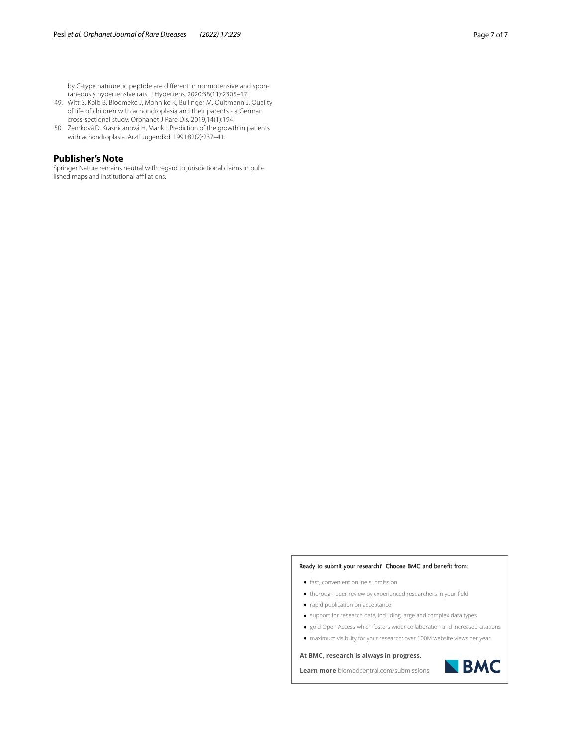by C-type natriuretic peptide are different in normotensive and spontaneously hypertensive rats. J Hypertens. 2020;38(11):2305–17.

49. Witt S, Kolb B, Bloemeke J, Mohnike K, Bullinger M, Quitmann J. Quality of life of children with achondroplasia and their parents - a German cross-sectional study. Orphanet J Rare Dis. 2019;14(1):194.
50. Zemková D, Krásnicanová H, Marik I. Prediction of the growth in patients with achondroplasia. Arztl Jugendkd. 1991;82(2):237–41.

## Publisher's Note

Springer Nature remains neutral with regard to jurisdictional claims in published maps and institutional affiliations.

Ready to submit your research? Choose BMC and benefit from:

- fast, convenient online submission
- thorough peer review by experienced researchers in your field
- rapid publication on acceptance
- support for research data, including large and complex data types
- gold Open Access which fosters wider collaboration and increased citations
- maximum visibility for your research: over 100M website views per year

**At BMC, research is always in progress.**

**Learn more** biomedcentral.com/submissions

BMC